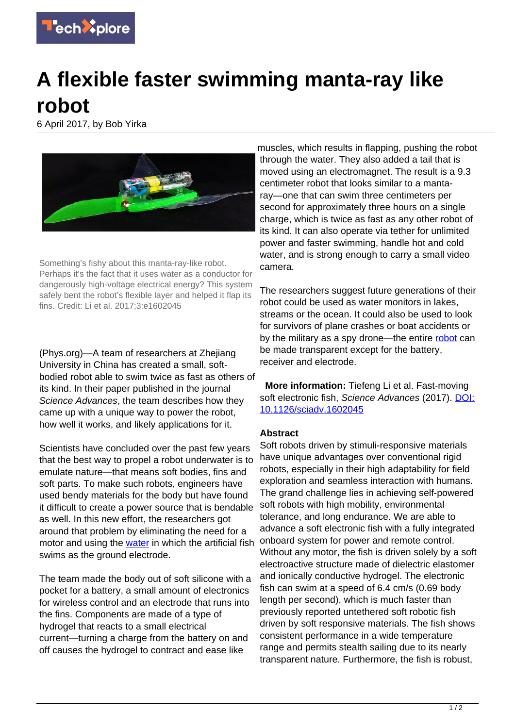# A flexible faster swimming manta-ray like robot

6 April 2017, by Bob Yirka

Something's fishy about this manta-ray-like robot. Perhaps it's the fact that it uses water as a conductor for dangerously high-voltage electrical energy? This system safely bent the robot's flexible layer and helped it flap its fins. Credit: Li et al. 2017;3:e1602045

(Phys.org)—A team of researchers at Zhejiang University in China has created a small, soft-bodied robot able to swim twice as fast as others of its kind. In their paper published in the journal *Science Advances*, the team describes how they came up with a unique way to power the robot, how well it works, and likely applications for it.

Scientists have concluded over the past few years that the best way to propel a robot underwater is to emulate nature—that means soft bodies, fins and soft parts. To make such robots, engineers have used bendy materials for the body but have found it difficult to create a power source that is bendable as well. In this new effort, the researchers got around that problem by eliminating the need for a motor and using the water in which the artificial fish swims as the ground electrode.

The team made the body out of soft silicone with a pocket for a battery, a small amount of electronics for wireless control and an electrode that runs into the fins. Components are made of a type of hydrogel that reacts to a small electrical current—turning a charge from the battery on and off causes the hydrogel to contract and ease like muscles, which results in flapping, pushing the robot through the water. They also added a tail that is moved using an electromagnet. The result is a 9.3 centimeter robot that looks similar to a manta-ray—one that can swim three centimeters per second for approximately three hours on a single charge, which is twice as fast as any other robot of its kind. It can also operate via tether for unlimited power and faster swimming, handle hot and cold water, and is strong enough to carry a small video camera.

The researchers suggest future generations of their robot could be used as water monitors in lakes, streams or the ocean. It could also be used to look for survivors of plane crashes or boat accidents or by the military as a spy drone—the entire robot can be made transparent except for the battery, receiver and electrode.

**More information:** Tiefeng Li et al. Fast-moving soft electronic fish, *Science Advances* (2017). DOI: 10.1126/sciadv.1602045

### Abstract

Soft robots driven by stimuli-responsive materials have unique advantages over conventional rigid robots, especially in their high adaptability for field exploration and seamless interaction with humans. The grand challenge lies in achieving self-powered soft robots with high mobility, environmental tolerance, and long endurance. We are able to advance a soft electronic fish with a fully integrated onboard system for power and remote control. Without any motor, the fish is driven solely by a soft electroactive structure made of dielectric elastomer and ionically conductive hydrogel. The electronic fish can swim at a speed of 6.4 cm/s (0.69 body length per second), which is much faster than previously reported untethered soft robotic fish driven by soft responsive materials. The fish shows consistent performance in a wide temperature range and permits stealth sailing due to its nearly transparent nature. Furthermore, the fish is robust,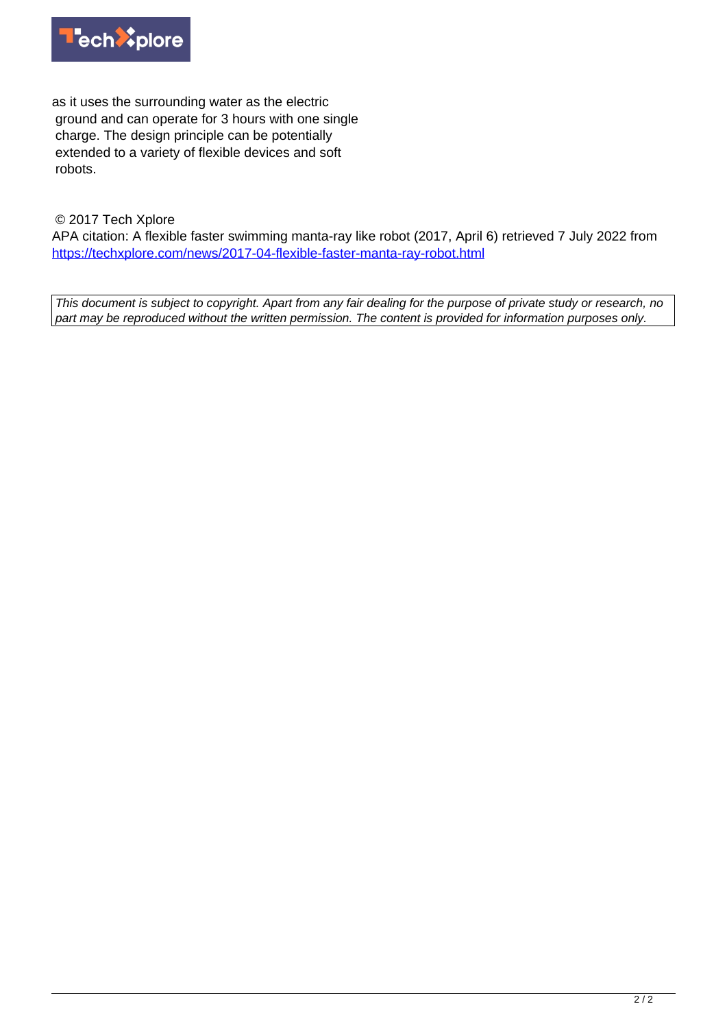as it uses the surrounding water as the electric ground and can operate for 3 hours with one single charge. The design principle can be potentially extended to a variety of flexible devices and soft robots.

© 2017 Tech Xplore

APA citation: A flexible faster swimming manta-ray like robot (2017, April 6) retrieved 7 July 2022 from https://techxplore.com/news/2017-04-flexible-faster-manta-ray-robot.html

*This document is subject to copyright. Apart from any fair dealing for the purpose of private study or research, no part may be reproduced without the written permission. The content is provided for information purposes only.*